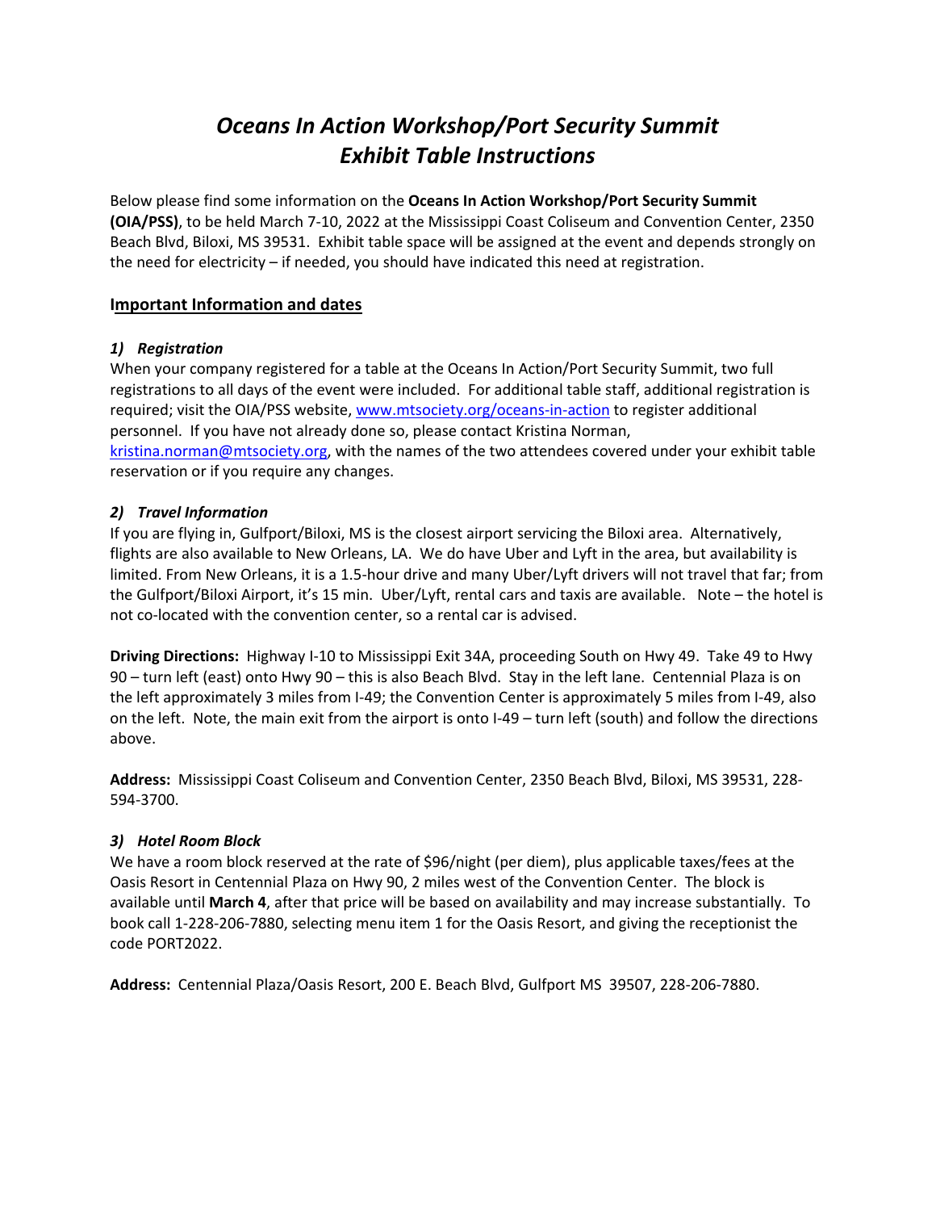# *Oceans In Action Workshop/Port Security Summit*
# *Exhibit Table Instructions*

Below please find some information on the **Oceans In Action Workshop/Port Security Summit (OIA/PSS)**, to be held March 7-10, 2022 at the Mississippi Coast Coliseum and Convention Center, 2350 Beach Blvd, Biloxi, MS 39531. Exhibit table space will be assigned at the event and depends strongly on the need for electricity – if needed, you should have indicated this need at registration.

## Important Information and dates

### *1) Registration*

When your company registered for a table at the Oceans In Action/Port Security Summit, two full registrations to all days of the event were included. For additional table staff, additional registration is required; visit the OIA/PSS website, www.mtsociety.org/oceans-in-action to register additional personnel. If you have not already done so, please contact Kristina Norman, kristina.norman@mtsociety.org, with the names of the two attendees covered under your exhibit table reservation or if you require any changes.

### *2) Travel Information*

If you are flying in, Gulfport/Biloxi, MS is the closest airport servicing the Biloxi area. Alternatively, flights are also available to New Orleans, LA. We do have Uber and Lyft in the area, but availability is limited. From New Orleans, it is a 1.5-hour drive and many Uber/Lyft drivers will not travel that far; from the Gulfport/Biloxi Airport, it's 15 min. Uber/Lyft, rental cars and taxis are available. Note – the hotel is not co-located with the convention center, so a rental car is advised.

**Driving Directions:** Highway I-10 to Mississippi Exit 34A, proceeding South on Hwy 49. Take 49 to Hwy 90 – turn left (east) onto Hwy 90 – this is also Beach Blvd. Stay in the left lane. Centennial Plaza is on the left approximately 3 miles from I-49; the Convention Center is approximately 5 miles from I-49, also on the left. Note, the main exit from the airport is onto I-49 – turn left (south) and follow the directions above.

**Address:** Mississippi Coast Coliseum and Convention Center, 2350 Beach Blvd, Biloxi, MS 39531, 228-594-3700.

### *3) Hotel Room Block*

We have a room block reserved at the rate of $96/night (per diem), plus applicable taxes/fees at the Oasis Resort in Centennial Plaza on Hwy 90, 2 miles west of the Convention Center. The block is available until **March 4**, after that price will be based on availability and may increase substantially. To book call 1-228-206-7880, selecting menu item 1 for the Oasis Resort, and giving the receptionist the code PORT2022.

**Address:** Centennial Plaza/Oasis Resort, 200 E. Beach Blvd, Gulfport MS 39507, 228-206-7880.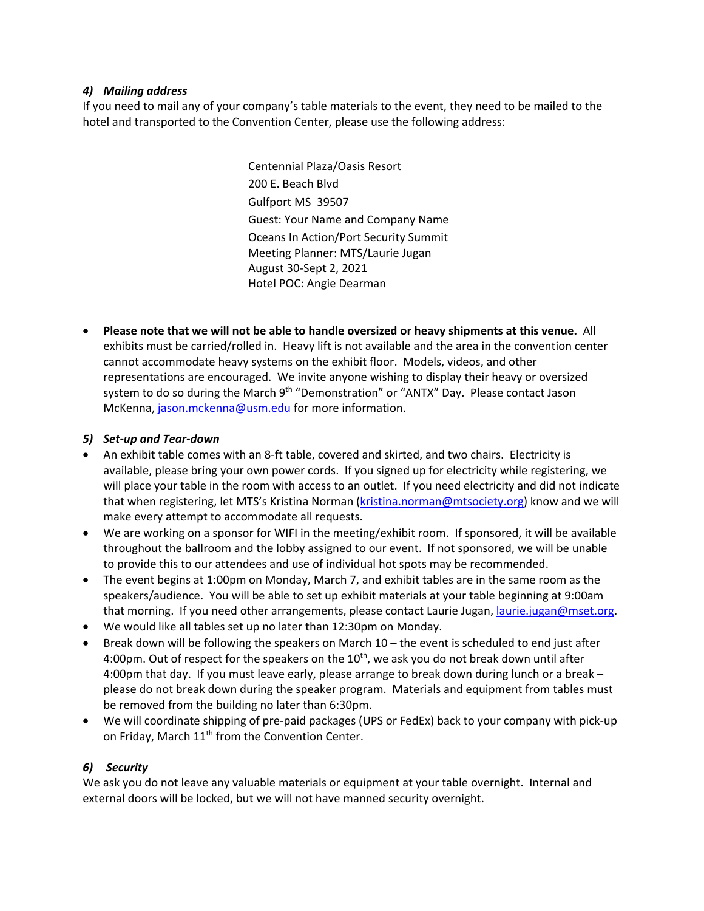### *4) Mailing address*

If you need to mail any of your company's table materials to the event, they need to be mailed to the hotel and transported to the Convention Center, please use the following address:

Centennial Plaza/Oasis Resort
200 E. Beach Blvd
Gulfport MS 39507
Guest: Your Name and Company Name
Oceans In Action/Port Security Summit
Meeting Planner: MTS/Laurie Jugan
August 30-Sept 2, 2021
Hotel POC: Angie Dearman

- **Please note that we will not be able to handle oversized or heavy shipments at this venue.** All exhibits must be carried/rolled in. Heavy lift is not available and the area in the convention center cannot accommodate heavy systems on the exhibit floor. Models, videos, and other representations are encouraged. We invite anyone wishing to display their heavy or oversized system to do so during the March 9th "Demonstration" or "ANTX" Day. Please contact Jason McKenna, jason.mckenna@usm.edu for more information.

### *5) Set-up and Tear-down*

- An exhibit table comes with an 8-ft table, covered and skirted, and two chairs. Electricity is available, please bring your own power cords. If you signed up for electricity while registering, we will place your table in the room with access to an outlet. If you need electricity and did not indicate that when registering, let MTS's Kristina Norman (kristina.norman@mtsociety.org) know and we will make every attempt to accommodate all requests.
- We are working on a sponsor for WIFI in the meeting/exhibit room. If sponsored, it will be available throughout the ballroom and the lobby assigned to our event. If not sponsored, we will be unable to provide this to our attendees and use of individual hot spots may be recommended.
- The event begins at 1:00pm on Monday, March 7, and exhibit tables are in the same room as the speakers/audience. You will be able to set up exhibit materials at your table beginning at 9:00am that morning. If you need other arrangements, please contact Laurie Jugan, laurie.jugan@mset.org.
- We would like all tables set up no later than 12:30pm on Monday.
- Break down will be following the speakers on March 10 – the event is scheduled to end just after 4:00pm. Out of respect for the speakers on the 10th, we ask you do not break down until after 4:00pm that day. If you must leave early, please arrange to break down during lunch or a break – please do not break down during the speaker program. Materials and equipment from tables must be removed from the building no later than 6:30pm.
- We will coordinate shipping of pre-paid packages (UPS or FedEx) back to your company with pick-up on Friday, March 11th from the Convention Center.

### *6) Security*

We ask you do not leave any valuable materials or equipment at your table overnight. Internal and external doors will be locked, but we will not have manned security overnight.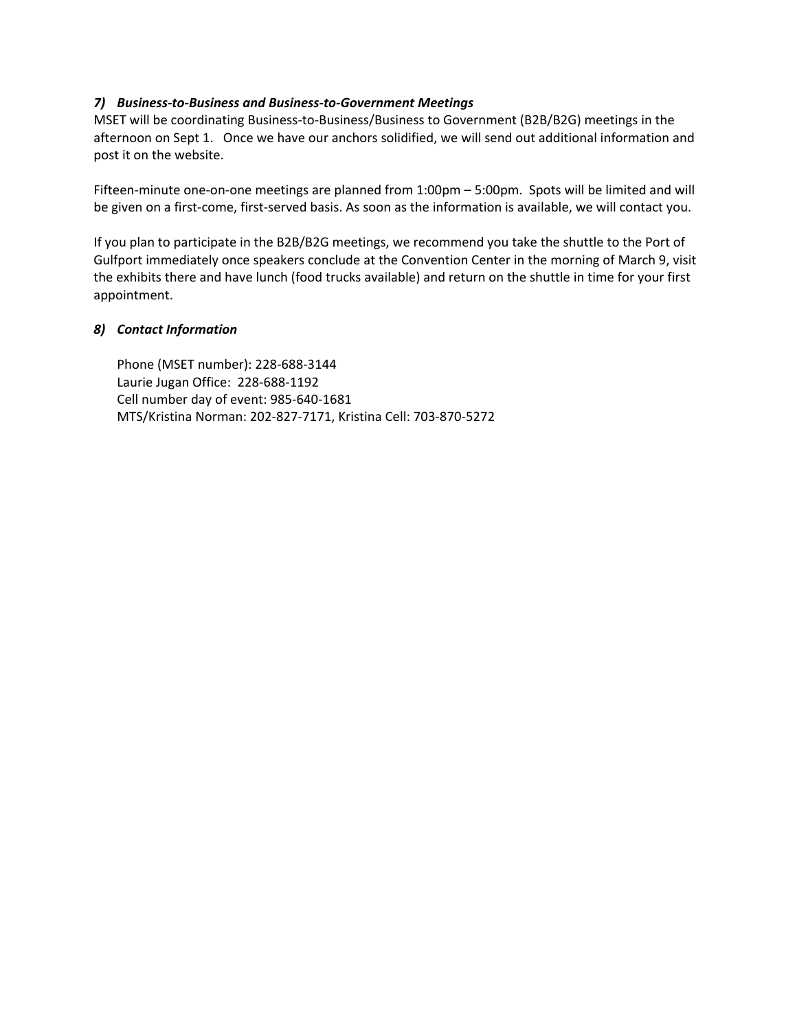### *7) Business-to-Business and Business-to-Government Meetings*

MSET will be coordinating Business-to-Business/Business to Government (B2B/B2G) meetings in the afternoon on Sept 1. Once we have our anchors solidified, we will send out additional information and post it on the website.

Fifteen-minute one-on-one meetings are planned from 1:00pm – 5:00pm. Spots will be limited and will be given on a first-come, first-served basis. As soon as the information is available, we will contact you.

If you plan to participate in the B2B/B2G meetings, we recommend you take the shuttle to the Port of Gulfport immediately once speakers conclude at the Convention Center in the morning of March 9, visit the exhibits there and have lunch (food trucks available) and return on the shuttle in time for your first appointment.

### *8) Contact Information*

Phone (MSET number): 228-688-3144
Laurie Jugan Office: 228-688-1192
Cell number day of event: 985-640-1681
MTS/Kristina Norman: 202-827-7171, Kristina Cell: 703-870-5272